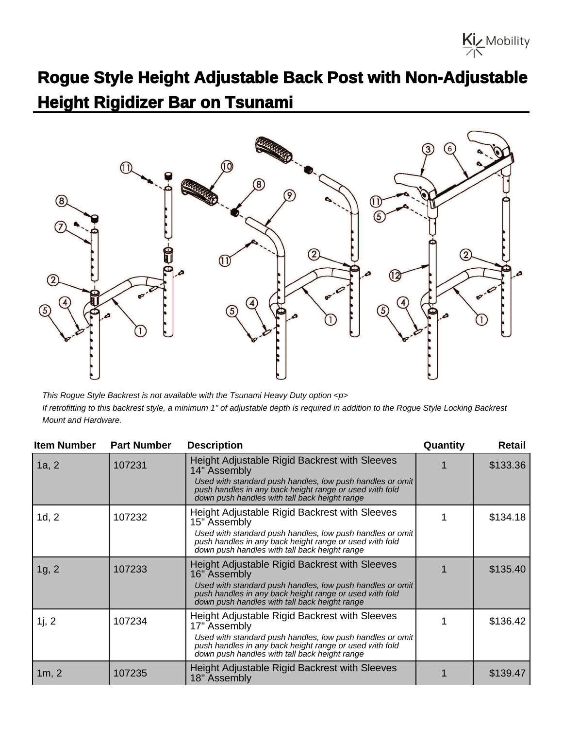# Rogue Style Height Adjustable Back Post with Non-Adjustable Height Rigidizer Bar on Tsunami

*This Rogue Style Backrest is not available with the Tsunami Heavy Duty option <p>*

*If retrofitting to this backrest style, a minimum 1" of adjustable depth is required in addition to the Rogue Style Locking Backrest Mount and Hardware.*

| Item Number | Part Number | Description | Quantity | Retail |
|---|---|---|---|---|
| 1a, 2 | 107231 | Height Adjustable Rigid Backrest with Sleeves 14" Assembly<br>*Used with standard push handles, low push handles or omit push handles in any back height range or used with fold down push handles with tall back height range* | 1 | $133.36 |
| 1d, 2 | 107232 | Height Adjustable Rigid Backrest with Sleeves 15" Assembly<br>*Used with standard push handles, low push handles or omit push handles in any back height range or used with fold down push handles with tall back height range* | 1 | $134.18 |
| 1g, 2 | 107233 | Height Adjustable Rigid Backrest with Sleeves 16" Assembly<br>*Used with standard push handles, low push handles or omit push handles in any back height range or used with fold down push handles with tall back height range* | 1 | $135.40 |
| 1j, 2 | 107234 | Height Adjustable Rigid Backrest with Sleeves 17" Assembly<br>*Used with standard push handles, low push handles or omit push handles in any back height range or used with fold down push handles with tall back height range* | 1 | $136.42 |
| 1m, 2 | 107235 | Height Adjustable Rigid Backrest with Sleeves 18" Assembly | 1 | $139.47 |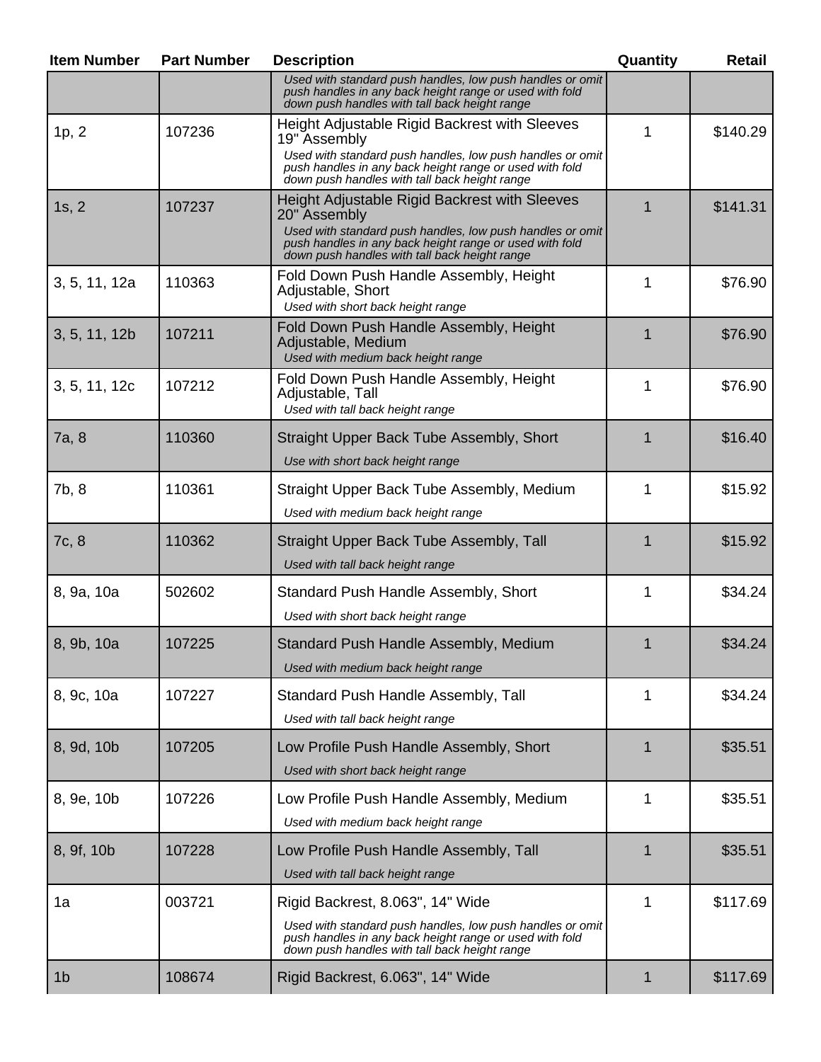| Item Number | Part Number | Description | Quantity | Retail |
|---|---|---|---|---|
| | | *Used with standard push handles, low push handles or omit push handles in any back height range or used with fold down push handles with tall back height range* | | |
| 1p, 2 | 107236 | Height Adjustable Rigid Backrest with Sleeves 19" Assembly *Used with standard push handles, low push handles or omit push handles in any back height range or used with fold down push handles with tall back height range* | 1 | $140.29 |
| 1s, 2 | 107237 | Height Adjustable Rigid Backrest with Sleeves 20" Assembly *Used with standard push handles, low push handles or omit push handles in any back height range or used with fold down push handles with tall back height range* | 1 | $141.31 |
| 3, 5, 11, 12a | 110363 | Fold Down Push Handle Assembly, Height Adjustable, Short *Used with short back height range* | 1 | $76.90 |
| 3, 5, 11, 12b | 107211 | Fold Down Push Handle Assembly, Height Adjustable, Medium *Used with medium back height range* | 1 | $76.90 |
| 3, 5, 11, 12c | 107212 | Fold Down Push Handle Assembly, Height Adjustable, Tall *Used with tall back height range* | 1 | $76.90 |
| 7a, 8 | 110360 | Straight Upper Back Tube Assembly, Short *Use with short back height range* | 1 | $16.40 |
| 7b, 8 | 110361 | Straight Upper Back Tube Assembly, Medium *Used with medium back height range* | 1 | $15.92 |
| 7c, 8 | 110362 | Straight Upper Back Tube Assembly, Tall *Used with tall back height range* | 1 | $15.92 |
| 8, 9a, 10a | 502602 | Standard Push Handle Assembly, Short *Used with short back height range* | 1 | $34.24 |
| 8, 9b, 10a | 107225 | Standard Push Handle Assembly, Medium *Used with medium back height range* | 1 | $34.24 |
| 8, 9c, 10a | 107227 | Standard Push Handle Assembly, Tall *Used with tall back height range* | 1 | $34.24 |
| 8, 9d, 10b | 107205 | Low Profile Push Handle Assembly, Short *Used with short back height range* | 1 | $35.51 |
| 8, 9e, 10b | 107226 | Low Profile Push Handle Assembly, Medium *Used with medium back height range* | 1 | $35.51 |
| 8, 9f, 10b | 107228 | Low Profile Push Handle Assembly, Tall *Used with tall back height range* | 1 | $35.51 |
| 1a | 003721 | Rigid Backrest, 8.063", 14" Wide *Used with standard push handles, low push handles or omit push handles in any back height range or used with fold down push handles with tall back height range* | 1 | $117.69 |
| 1b | 108674 | Rigid Backrest, 6.063", 14" Wide | 1 | $117.69 |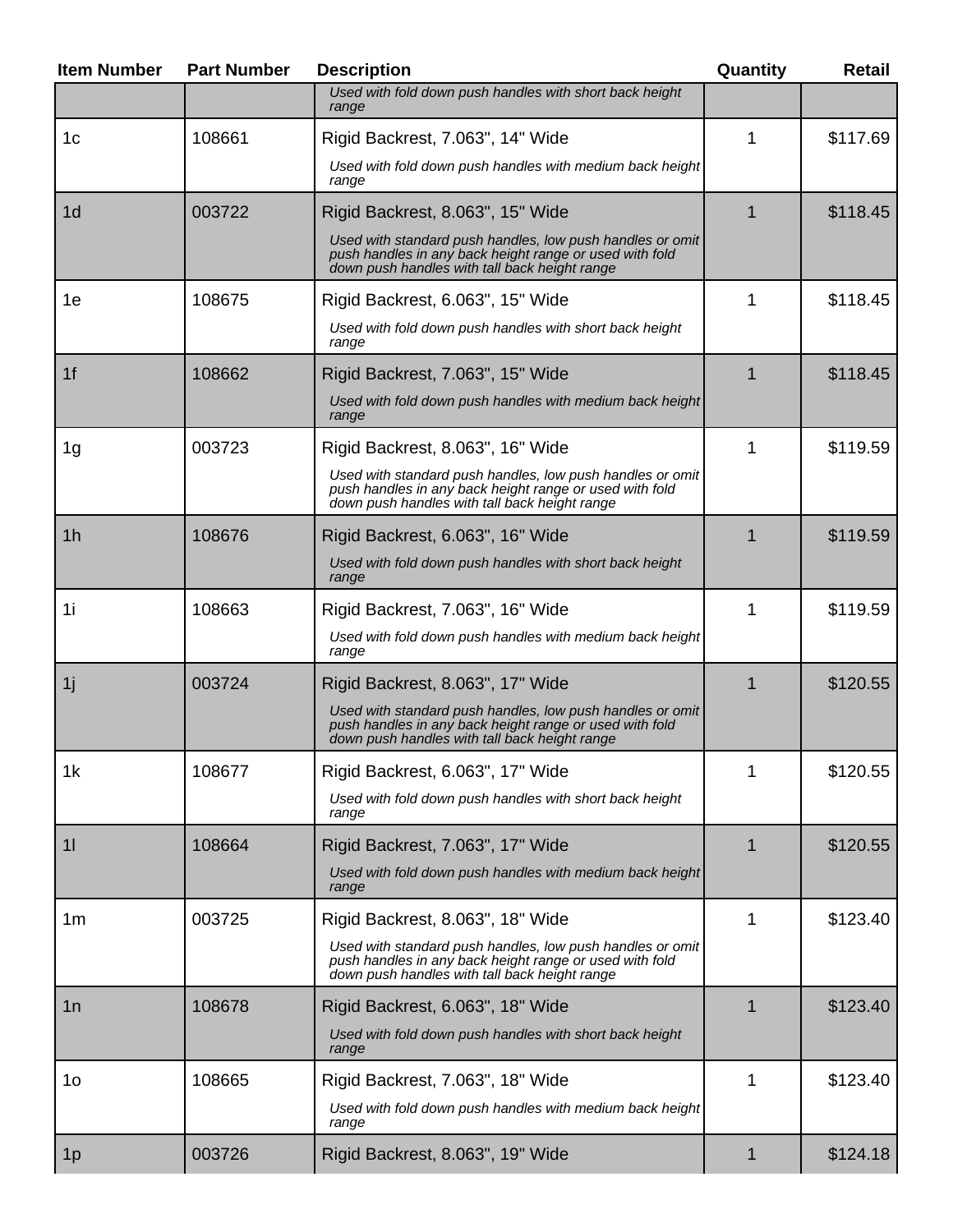| Item Number | Part Number | Description | Quantity | Retail |
| --- | --- | --- | --- | --- |
| | | *Used with fold down push handles with short back height range* | | |
| 1c | 108661 | Rigid Backrest, 7.063", 14" Wide<br>*Used with fold down push handles with medium back height range* | 1 | $117.69 |
| 1d | 003722 | Rigid Backrest, 8.063", 15" Wide<br>*Used with standard push handles, low push handles or omit push handles in any back height range or used with fold down push handles with tall back height range* | 1 | $118.45 |
| 1e | 108675 | Rigid Backrest, 6.063", 15" Wide<br>*Used with fold down push handles with short back height range* | 1 | $118.45 |
| 1f | 108662 | Rigid Backrest, 7.063", 15" Wide<br>*Used with fold down push handles with medium back height range* | 1 | $118.45 |
| 1g | 003723 | Rigid Backrest, 8.063", 16" Wide<br>*Used with standard push handles, low push handles or omit push handles in any back height range or used with fold down push handles with tall back height range* | 1 | $119.59 |
| 1h | 108676 | Rigid Backrest, 6.063", 16" Wide<br>*Used with fold down push handles with short back height range* | 1 | $119.59 |
| 1i | 108663 | Rigid Backrest, 7.063", 16" Wide<br>*Used with fold down push handles with medium back height range* | 1 | $119.59 |
| 1j | 003724 | Rigid Backrest, 8.063", 17" Wide<br>*Used with standard push handles, low push handles or omit push handles in any back height range or used with fold down push handles with tall back height range* | 1 | $120.55 |
| 1k | 108677 | Rigid Backrest, 6.063", 17" Wide<br>*Used with fold down push handles with short back height range* | 1 | $120.55 |
| 1l | 108664 | Rigid Backrest, 7.063", 17" Wide<br>*Used with fold down push handles with medium back height range* | 1 | $120.55 |
| 1m | 003725 | Rigid Backrest, 8.063", 18" Wide<br>*Used with standard push handles, low push handles or omit push handles in any back height range or used with fold down push handles with tall back height range* | 1 | $123.40 |
| 1n | 108678 | Rigid Backrest, 6.063", 18" Wide<br>*Used with fold down push handles with short back height range* | 1 | $123.40 |
| 1o | 108665 | Rigid Backrest, 7.063", 18" Wide<br>*Used with fold down push handles with medium back height range* | 1 | $123.40 |
| 1p | 003726 | Rigid Backrest, 8.063", 19" Wide | 1 | $124.18 |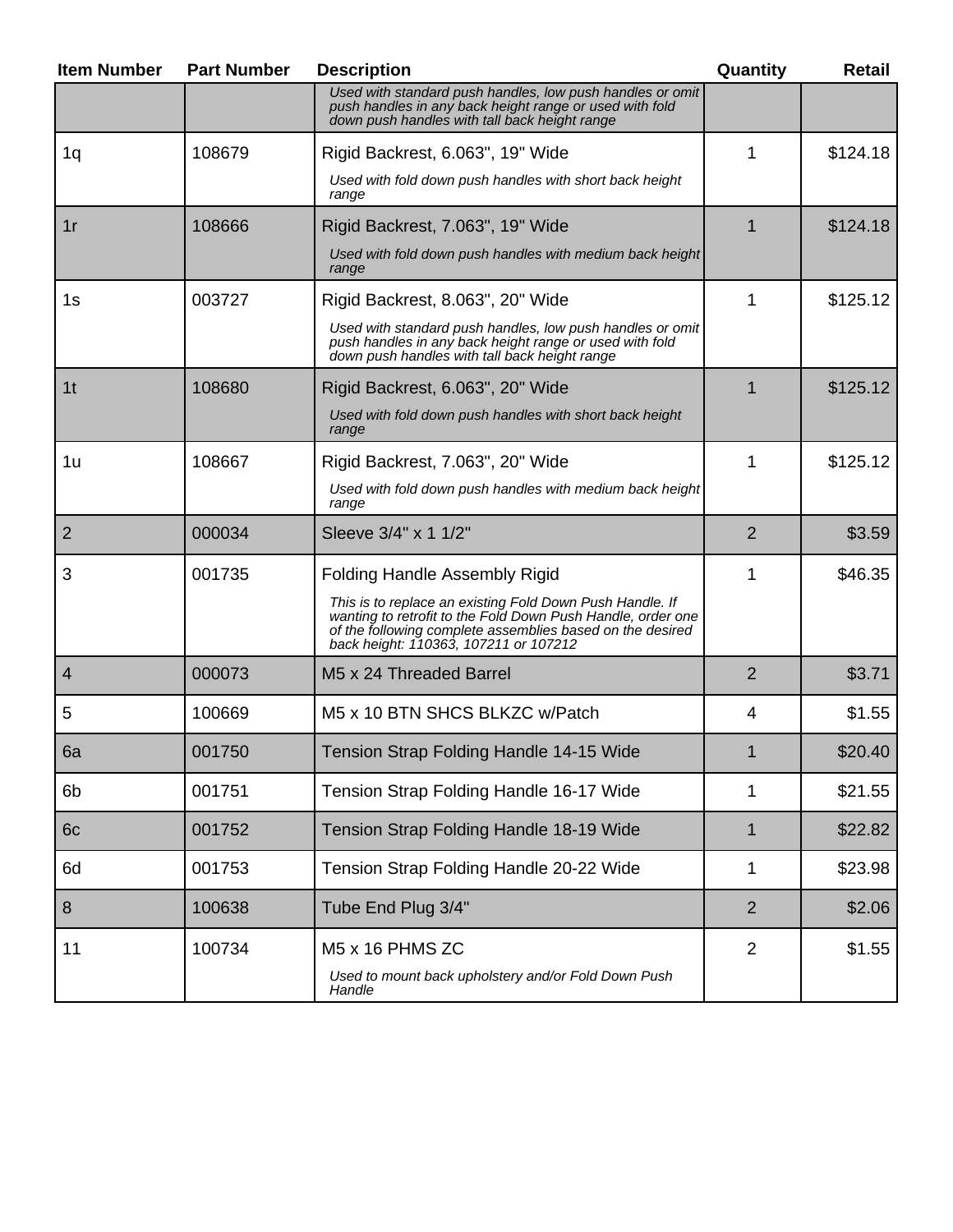| Item Number | Part Number | Description | Quantity | Retail |
|---|---|---|---|---|
| | | *Used with standard push handles, low push handles or omit push handles in any back height range or used with fold down push handles with tall back height range* | | |
| 1q | 108679 | Rigid Backrest, 6.063", 19" Wide<br>*Used with fold down push handles with short back height range* | 1 | $124.18 |
| 1r | 108666 | Rigid Backrest, 7.063", 19" Wide<br>*Used with fold down push handles with medium back height range* | 1 | $124.18 |
| 1s | 003727 | Rigid Backrest, 8.063", 20" Wide<br>*Used with standard push handles, low push handles or omit push handles in any back height range or used with fold down push handles with tall back height range* | 1 | $125.12 |
| 1t | 108680 | Rigid Backrest, 6.063", 20" Wide<br>*Used with fold down push handles with short back height range* | 1 | $125.12 |
| 1u | 108667 | Rigid Backrest, 7.063", 20" Wide<br>*Used with fold down push handles with medium back height range* | 1 | $125.12 |
| 2 | 000034 | Sleeve 3/4" x 1 1/2" | 2 | $3.59 |
| 3 | 001735 | Folding Handle Assembly Rigid<br>*This is to replace an existing Fold Down Push Handle. If wanting to retrofit to the Fold Down Push Handle, order one of the following complete assemblies based on the desired back height: 110363, 107211 or 107212* | 1 | $46.35 |
| 4 | 000073 | M5 x 24 Threaded Barrel | 2 | $3.71 |
| 5 | 100669 | M5 x 10 BTN SHCS BLKZC w/Patch | 4 | $1.55 |
| 6a | 001750 | Tension Strap Folding Handle 14-15 Wide | 1 | $20.40 |
| 6b | 001751 | Tension Strap Folding Handle 16-17 Wide | 1 | $21.55 |
| 6c | 001752 | Tension Strap Folding Handle 18-19 Wide | 1 | $22.82 |
| 6d | 001753 | Tension Strap Folding Handle 20-22 Wide | 1 | $23.98 |
| 8 | 100638 | Tube End Plug 3/4" | 2 | $2.06 |
| 11 | 100734 | M5 x 16 PHMS ZC<br>*Used to mount back upholstery and/or Fold Down Push Handle* | 2 | $1.55 |